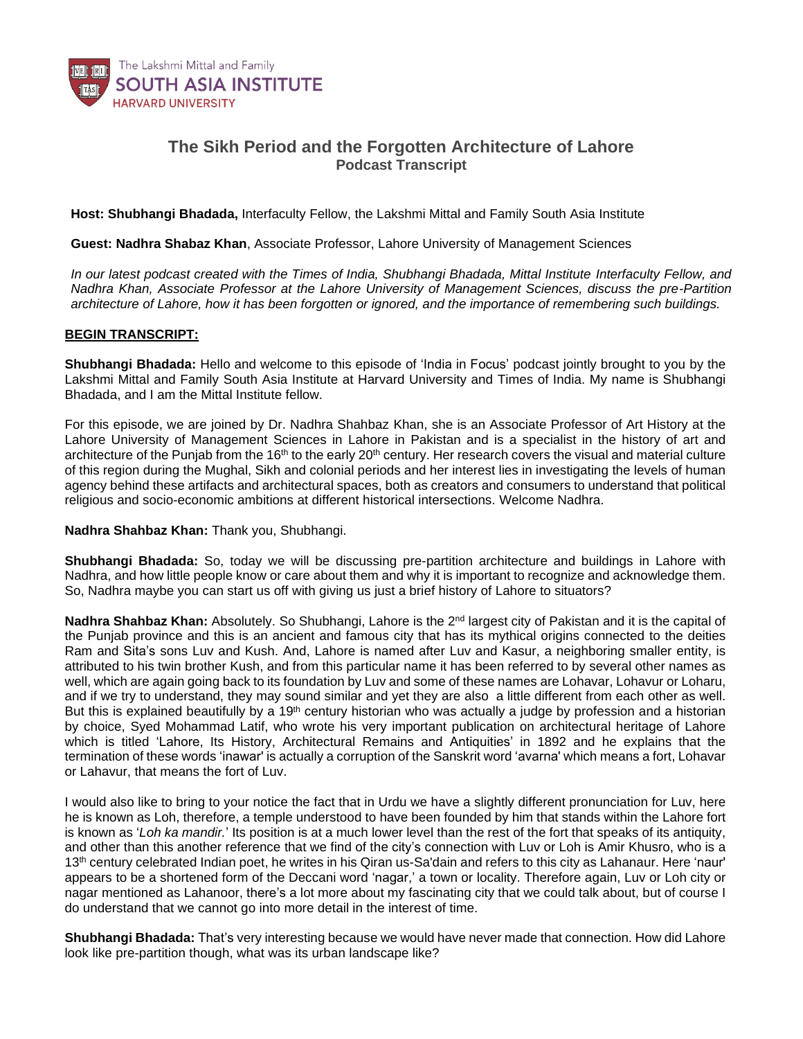The Lakshmi Mittal and Family
**SOUTH ASIA INSTITUTE**
HARVARD UNIVERSITY

# The Sikh Period and the Forgotten Architecture of Lahore
## Podcast Transcript

**Host: Shubhangi Bhadada,** Interfaculty Fellow, the Lakshmi Mittal and Family South Asia Institute

**Guest: Nadhra Shabaz Khan**, Associate Professor, Lahore University of Management Sciences

*In our latest podcast created with the Times of India, Shubhangi Bhadada, Mittal Institute Interfaculty Fellow, and Nadhra Khan, Associate Professor at the Lahore University of Management Sciences, discuss the pre-Partition architecture of Lahore, how it has been forgotten or ignored, and the importance of remembering such buildings.*

**BEGIN TRANSCRIPT:**

**Shubhangi Bhadada:** Hello and welcome to this episode of 'India in Focus' podcast jointly brought to you by the Lakshmi Mittal and Family South Asia Institute at Harvard University and Times of India. My name is Shubhangi Bhadada, and I am the Mittal Institute fellow.

For this episode, we are joined by Dr. Nadhra Shahbaz Khan, she is an Associate Professor of Art History at the Lahore University of Management Sciences in Lahore in Pakistan and is a specialist in the history of art and architecture of the Punjab from the 16th to the early 20th century. Her research covers the visual and material culture of this region during the Mughal, Sikh and colonial periods and her interest lies in investigating the levels of human agency behind these artifacts and architectural spaces, both as creators and consumers to understand that political religious and socio-economic ambitions at different historical intersections. Welcome Nadhra.

**Nadhra Shahbaz Khan:** Thank you, Shubhangi.

**Shubhangi Bhadada:** So, today we will be discussing pre-partition architecture and buildings in Lahore with Nadhra, and how little people know or care about them and why it is important to recognize and acknowledge them. So, Nadhra maybe you can start us off with giving us just a brief history of Lahore to situators?

**Nadhra Shahbaz Khan:** Absolutely. So Shubhangi, Lahore is the 2nd largest city of Pakistan and it is the capital of the Punjab province and this is an ancient and famous city that has its mythical origins connected to the deities Ram and Sita's sons Luv and Kush. And, Lahore is named after Luv and Kasur, a neighboring smaller entity, is attributed to his twin brother Kush, and from this particular name it has been referred to by several other names as well, which are again going back to its foundation by Luv and some of these names are Lohavar, Lohavur or Loharu, and if we try to understand, they may sound similar and yet they are also a little different from each other as well. But this is explained beautifully by a 19th century historian who was actually a judge by profession and a historian by choice, Syed Mohammad Latif, who wrote his very important publication on architectural heritage of Lahore which is titled 'Lahore, Its History, Architectural Remains and Antiquities' in 1892 and he explains that the termination of these words 'inawar' is actually a corruption of the Sanskrit word 'avarna' which means a fort, Lohavar or Lahavur, that means the fort of Luv.

I would also like to bring to your notice the fact that in Urdu we have a slightly different pronunciation for Luv, here he is known as Loh, therefore, a temple understood to have been founded by him that stands within the Lahore fort is known as '*Loh ka mandir.*' Its position is at a much lower level than the rest of the fort that speaks of its antiquity, and other than this another reference that we find of the city's connection with Luv or Loh is Amir Khusro, who is a 13th century celebrated Indian poet, he writes in his Qiran us-Sa'dain and refers to this city as Lahanaur. Here 'naur' appears to be a shortened form of the Deccani word 'nagar,' a town or locality. Therefore again, Luv or Loh city or nagar mentioned as Lahanoor, there's a lot more about my fascinating city that we could talk about, but of course I do understand that we cannot go into more detail in the interest of time.

**Shubhangi Bhadada:** That's very interesting because we would have never made that connection. How did Lahore look like pre-partition though, what was its urban landscape like?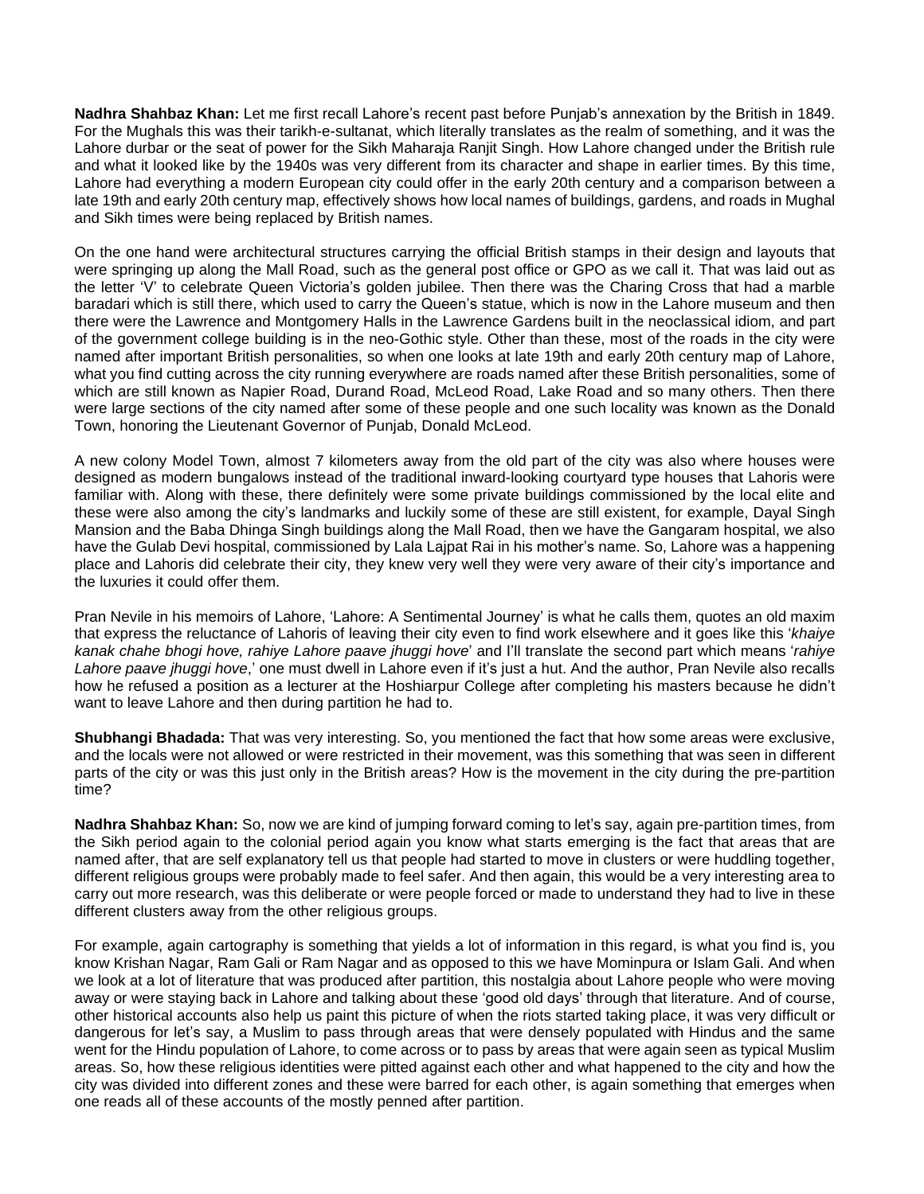**Nadhra Shahbaz Khan:** Let me first recall Lahore's recent past before Punjab's annexation by the British in 1849. For the Mughals this was their tarikh-e-sultanat, which literally translates as the realm of something, and it was the Lahore durbar or the seat of power for the Sikh Maharaja Ranjit Singh. How Lahore changed under the British rule and what it looked like by the 1940s was very different from its character and shape in earlier times. By this time, Lahore had everything a modern European city could offer in the early 20th century and a comparison between a late 19th and early 20th century map, effectively shows how local names of buildings, gardens, and roads in Mughal and Sikh times were being replaced by British names.

On the one hand were architectural structures carrying the official British stamps in their design and layouts that were springing up along the Mall Road, such as the general post office or GPO as we call it. That was laid out as the letter 'V' to celebrate Queen Victoria's golden jubilee. Then there was the Charing Cross that had a marble baradari which is still there, which used to carry the Queen's statue, which is now in the Lahore museum and then there were the Lawrence and Montgomery Halls in the Lawrence Gardens built in the neoclassical idiom, and part of the government college building is in the neo-Gothic style. Other than these, most of the roads in the city were named after important British personalities, so when one looks at late 19th and early 20th century map of Lahore, what you find cutting across the city running everywhere are roads named after these British personalities, some of which are still known as Napier Road, Durand Road, McLeod Road, Lake Road and so many others. Then there were large sections of the city named after some of these people and one such locality was known as the Donald Town, honoring the Lieutenant Governor of Punjab, Donald McLeod.

A new colony Model Town, almost 7 kilometers away from the old part of the city was also where houses were designed as modern bungalows instead of the traditional inward-looking courtyard type houses that Lahoris were familiar with. Along with these, there definitely were some private buildings commissioned by the local elite and these were also among the city's landmarks and luckily some of these are still existent, for example, Dayal Singh Mansion and the Baba Dhinga Singh buildings along the Mall Road, then we have the Gangaram hospital, we also have the Gulab Devi hospital, commissioned by Lala Lajpat Rai in his mother's name. So, Lahore was a happening place and Lahoris did celebrate their city, they knew very well they were very aware of their city's importance and the luxuries it could offer them.

Pran Nevile in his memoirs of Lahore, 'Lahore: A Sentimental Journey' is what he calls them, quotes an old maxim that express the reluctance of Lahoris of leaving their city even to find work elsewhere and it goes like this '*khaiye kanak chahe bhogi hove, rahiye Lahore paave jhuggi hove*' and I'll translate the second part which means '*rahiye Lahore paave jhuggi hove*,' one must dwell in Lahore even if it's just a hut. And the author, Pran Nevile also recalls how he refused a position as a lecturer at the Hoshiarpur College after completing his masters because he didn't want to leave Lahore and then during partition he had to.

**Shubhangi Bhadada:** That was very interesting. So, you mentioned the fact that how some areas were exclusive, and the locals were not allowed or were restricted in their movement, was this something that was seen in different parts of the city or was this just only in the British areas? How is the movement in the city during the pre-partition time?

**Nadhra Shahbaz Khan:** So, now we are kind of jumping forward coming to let's say, again pre-partition times, from the Sikh period again to the colonial period again you know what starts emerging is the fact that areas that are named after, that are self explanatory tell us that people had started to move in clusters or were huddling together, different religious groups were probably made to feel safer. And then again, this would be a very interesting area to carry out more research, was this deliberate or were people forced or made to understand they had to live in these different clusters away from the other religious groups.

For example, again cartography is something that yields a lot of information in this regard, is what you find is, you know Krishan Nagar, Ram Gali or Ram Nagar and as opposed to this we have Mominpura or Islam Gali. And when we look at a lot of literature that was produced after partition, this nostalgia about Lahore people who were moving away or were staying back in Lahore and talking about these 'good old days' through that literature. And of course, other historical accounts also help us paint this picture of when the riots started taking place, it was very difficult or dangerous for let's say, a Muslim to pass through areas that were densely populated with Hindus and the same went for the Hindu population of Lahore, to come across or to pass by areas that were again seen as typical Muslim areas. So, how these religious identities were pitted against each other and what happened to the city and how the city was divided into different zones and these were barred for each other, is again something that emerges when one reads all of these accounts of the mostly penned after partition.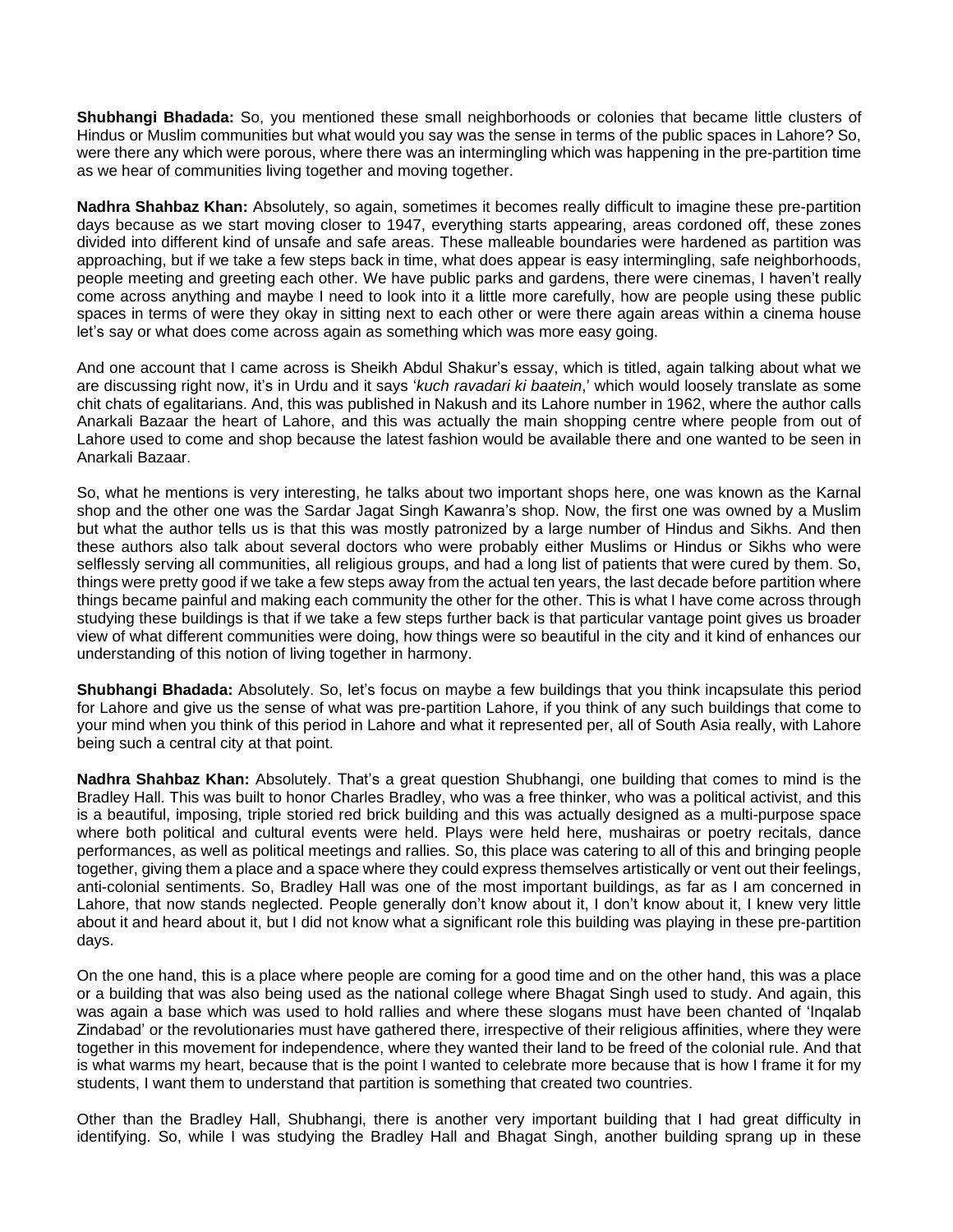**Shubhangi Bhadada:** So, you mentioned these small neighborhoods or colonies that became little clusters of Hindus or Muslim communities but what would you say was the sense in terms of the public spaces in Lahore? So, were there any which were porous, where there was an intermingling which was happening in the pre-partition time as we hear of communities living together and moving together.

**Nadhra Shahbaz Khan:** Absolutely, so again, sometimes it becomes really difficult to imagine these pre-partition days because as we start moving closer to 1947, everything starts appearing, areas cordoned off, these zones divided into different kind of unsafe and safe areas. These malleable boundaries were hardened as partition was approaching, but if we take a few steps back in time, what does appear is easy intermingling, safe neighborhoods, people meeting and greeting each other. We have public parks and gardens, there were cinemas, I haven't really come across anything and maybe I need to look into it a little more carefully, how are people using these public spaces in terms of were they okay in sitting next to each other or were there again areas within a cinema house let's say or what does come across again as something which was more easy going.

And one account that I came across is Sheikh Abdul Shakur's essay, which is titled, again talking about what we are discussing right now, it's in Urdu and it says '*kuch ravadari ki baatein*,' which would loosely translate as some chit chats of egalitarians. And, this was published in Nakush and its Lahore number in 1962, where the author calls Anarkali Bazaar the heart of Lahore, and this was actually the main shopping centre where people from out of Lahore used to come and shop because the latest fashion would be available there and one wanted to be seen in Anarkali Bazaar.

So, what he mentions is very interesting, he talks about two important shops here, one was known as the Karnal shop and the other one was the Sardar Jagat Singh Kawanra's shop. Now, the first one was owned by a Muslim but what the author tells us is that this was mostly patronized by a large number of Hindus and Sikhs. And then these authors also talk about several doctors who were probably either Muslims or Hindus or Sikhs who were selflessly serving all communities, all religious groups, and had a long list of patients that were cured by them. So, things were pretty good if we take a few steps away from the actual ten years, the last decade before partition where things became painful and making each community the other for the other. This is what I have come across through studying these buildings is that if we take a few steps further back is that particular vantage point gives us broader view of what different communities were doing, how things were so beautiful in the city and it kind of enhances our understanding of this notion of living together in harmony.

**Shubhangi Bhadada:** Absolutely. So, let's focus on maybe a few buildings that you think incapsulate this period for Lahore and give us the sense of what was pre-partition Lahore, if you think of any such buildings that come to your mind when you think of this period in Lahore and what it represented per, all of South Asia really, with Lahore being such a central city at that point.

**Nadhra Shahbaz Khan:** Absolutely. That's a great question Shubhangi, one building that comes to mind is the Bradley Hall. This was built to honor Charles Bradley, who was a free thinker, who was a political activist, and this is a beautiful, imposing, triple storied red brick building and this was actually designed as a multi-purpose space where both political and cultural events were held. Plays were held here, mushairas or poetry recitals, dance performances, as well as political meetings and rallies. So, this place was catering to all of this and bringing people together, giving them a place and a space where they could express themselves artistically or vent out their feelings, anti-colonial sentiments. So, Bradley Hall was one of the most important buildings, as far as I am concerned in Lahore, that now stands neglected. People generally don't know about it, I don't know about it, I knew very little about it and heard about it, but I did not know what a significant role this building was playing in these pre-partition days.

On the one hand, this is a place where people are coming for a good time and on the other hand, this was a place or a building that was also being used as the national college where Bhagat Singh used to study. And again, this was again a base which was used to hold rallies and where these slogans must have been chanted of 'Inqalab Zindabad' or the revolutionaries must have gathered there, irrespective of their religious affinities, where they were together in this movement for independence, where they wanted their land to be freed of the colonial rule. And that is what warms my heart, because that is the point I wanted to celebrate more because that is how I frame it for my students, I want them to understand that partition is something that created two countries.

Other than the Bradley Hall, Shubhangi, there is another very important building that I had great difficulty in identifying. So, while I was studying the Bradley Hall and Bhagat Singh, another building sprang up in these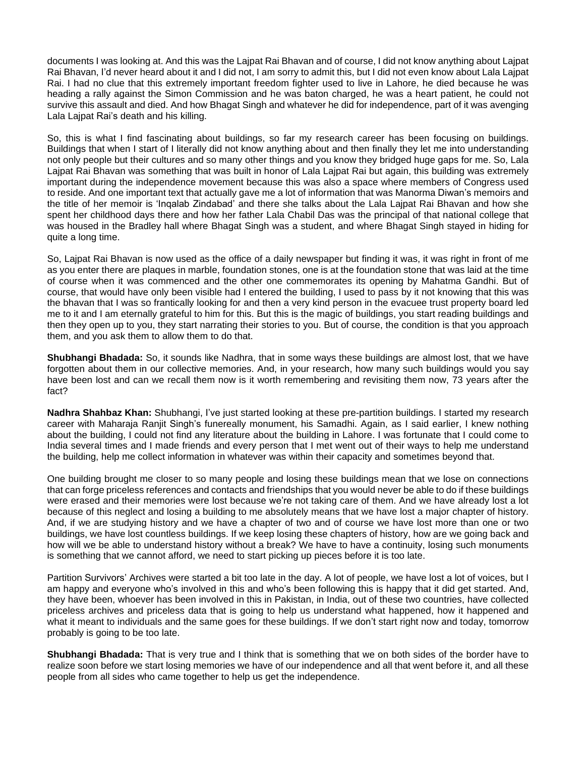documents I was looking at. And this was the Lajpat Rai Bhavan and of course, I did not know anything about Lajpat Rai Bhavan, I'd never heard about it and I did not, I am sorry to admit this, but I did not even know about Lala Lajpat Rai. I had no clue that this extremely important freedom fighter used to live in Lahore, he died because he was heading a rally against the Simon Commission and he was baton charged, he was a heart patient, he could not survive this assault and died. And how Bhagat Singh and whatever he did for independence, part of it was avenging Lala Lajpat Rai's death and his killing.

So, this is what I find fascinating about buildings, so far my research career has been focusing on buildings. Buildings that when I start of I literally did not know anything about and then finally they let me into understanding not only people but their cultures and so many other things and you know they bridged huge gaps for me. So, Lala Lajpat Rai Bhavan was something that was built in honor of Lala Lajpat Rai but again, this building was extremely important during the independence movement because this was also a space where members of Congress used to reside. And one important text that actually gave me a lot of information that was Manorma Diwan's memoirs and the title of her memoir is 'Inqalab Zindabad' and there she talks about the Lala Lajpat Rai Bhavan and how she spent her childhood days there and how her father Lala Chabil Das was the principal of that national college that was housed in the Bradley hall where Bhagat Singh was a student, and where Bhagat Singh stayed in hiding for quite a long time.

So, Lajpat Rai Bhavan is now used as the office of a daily newspaper but finding it was, it was right in front of me as you enter there are plaques in marble, foundation stones, one is at the foundation stone that was laid at the time of course when it was commenced and the other one commemorates its opening by Mahatma Gandhi. But of course, that would have only been visible had I entered the building, I used to pass by it not knowing that this was the bhavan that I was so frantically looking for and then a very kind person in the evacuee trust property board led me to it and I am eternally grateful to him for this. But this is the magic of buildings, you start reading buildings and then they open up to you, they start narrating their stories to you. But of course, the condition is that you approach them, and you ask them to allow them to do that.

**Shubhangi Bhadada:** So, it sounds like Nadhra, that in some ways these buildings are almost lost, that we have forgotten about them in our collective memories. And, in your research, how many such buildings would you say have been lost and can we recall them now is it worth remembering and revisiting them now, 73 years after the fact?

**Nadhra Shahbaz Khan:** Shubhangi, I've just started looking at these pre-partition buildings. I started my research career with Maharaja Ranjit Singh's funereally monument, his Samadhi. Again, as I said earlier, I knew nothing about the building, I could not find any literature about the building in Lahore. I was fortunate that I could come to India several times and I made friends and every person that I met went out of their ways to help me understand the building, help me collect information in whatever was within their capacity and sometimes beyond that.

One building brought me closer to so many people and losing these buildings mean that we lose on connections that can forge priceless references and contacts and friendships that you would never be able to do if these buildings were erased and their memories were lost because we're not taking care of them. And we have already lost a lot because of this neglect and losing a building to me absolutely means that we have lost a major chapter of history. And, if we are studying history and we have a chapter of two and of course we have lost more than one or two buildings, we have lost countless buildings. If we keep losing these chapters of history, how are we going back and how will we be able to understand history without a break? We have to have a continuity, losing such monuments is something that we cannot afford, we need to start picking up pieces before it is too late.

Partition Survivors' Archives were started a bit too late in the day. A lot of people, we have lost a lot of voices, but I am happy and everyone who's involved in this and who's been following this is happy that it did get started. And, they have been, whoever has been involved in this in Pakistan, in India, out of these two countries, have collected priceless archives and priceless data that is going to help us understand what happened, how it happened and what it meant to individuals and the same goes for these buildings. If we don't start right now and today, tomorrow probably is going to be too late.

**Shubhangi Bhadada:** That is very true and I think that is something that we on both sides of the border have to realize soon before we start losing memories we have of our independence and all that went before it, and all these people from all sides who came together to help us get the independence.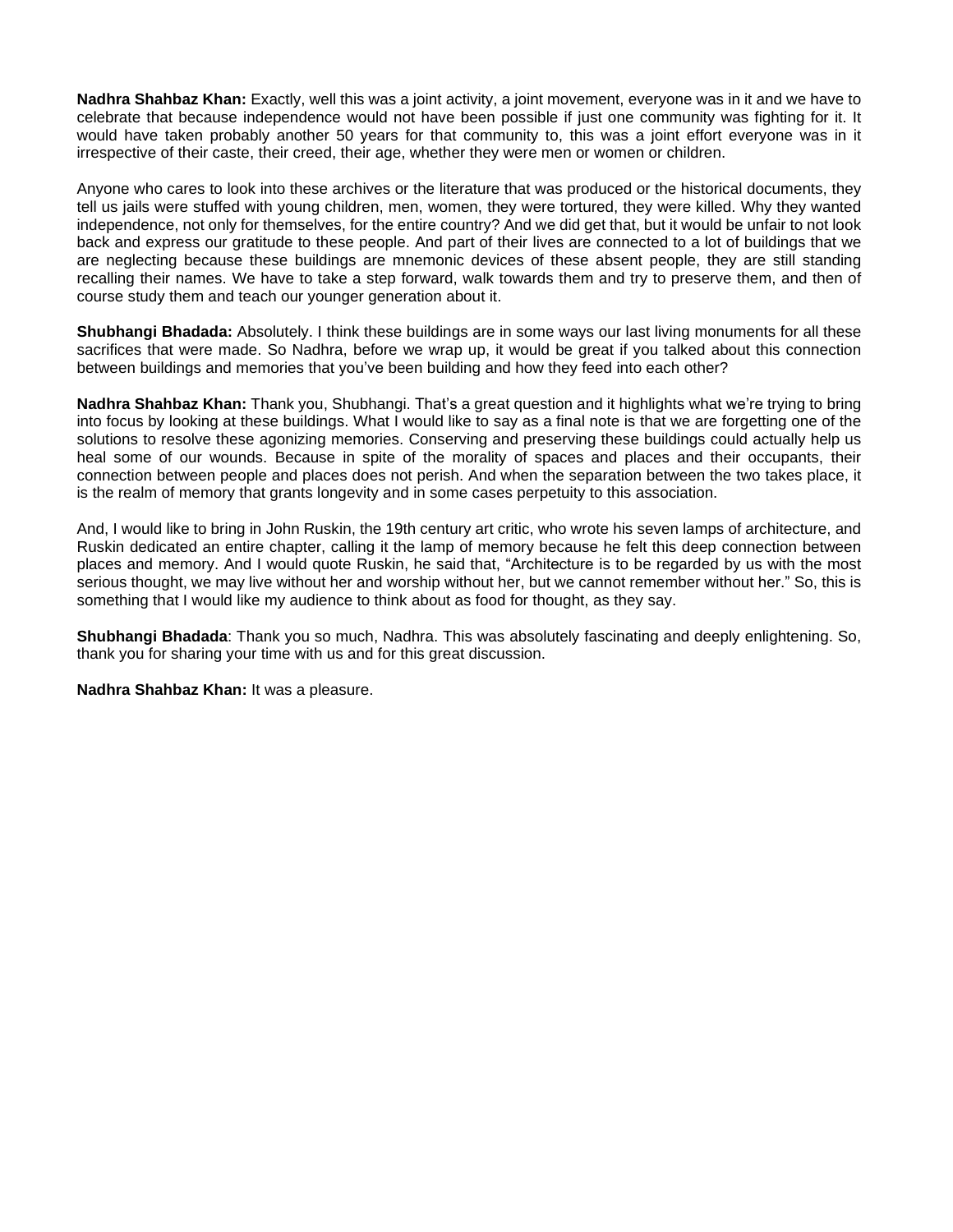**Nadhra Shahbaz Khan:** Exactly, well this was a joint activity, a joint movement, everyone was in it and we have to celebrate that because independence would not have been possible if just one community was fighting for it. It would have taken probably another 50 years for that community to, this was a joint effort everyone was in it irrespective of their caste, their creed, their age, whether they were men or women or children.

Anyone who cares to look into these archives or the literature that was produced or the historical documents, they tell us jails were stuffed with young children, men, women, they were tortured, they were killed. Why they wanted independence, not only for themselves, for the entire country? And we did get that, but it would be unfair to not look back and express our gratitude to these people. And part of their lives are connected to a lot of buildings that we are neglecting because these buildings are mnemonic devices of these absent people, they are still standing recalling their names. We have to take a step forward, walk towards them and try to preserve them, and then of course study them and teach our younger generation about it.

**Shubhangi Bhadada:** Absolutely. I think these buildings are in some ways our last living monuments for all these sacrifices that were made. So Nadhra, before we wrap up, it would be great if you talked about this connection between buildings and memories that you've been building and how they feed into each other?

**Nadhra Shahbaz Khan:** Thank you, Shubhangi. That's a great question and it highlights what we're trying to bring into focus by looking at these buildings. What I would like to say as a final note is that we are forgetting one of the solutions to resolve these agonizing memories. Conserving and preserving these buildings could actually help us heal some of our wounds. Because in spite of the morality of spaces and places and their occupants, their connection between people and places does not perish. And when the separation between the two takes place, it is the realm of memory that grants longevity and in some cases perpetuity to this association.

And, I would like to bring in John Ruskin, the 19th century art critic, who wrote his seven lamps of architecture, and Ruskin dedicated an entire chapter, calling it the lamp of memory because he felt this deep connection between places and memory. And I would quote Ruskin, he said that, "Architecture is to be regarded by us with the most serious thought, we may live without her and worship without her, but we cannot remember without her." So, this is something that I would like my audience to think about as food for thought, as they say.

**Shubhangi Bhadada**: Thank you so much, Nadhra. This was absolutely fascinating and deeply enlightening. So, thank you for sharing your time with us and for this great discussion.

**Nadhra Shahbaz Khan:** It was a pleasure.